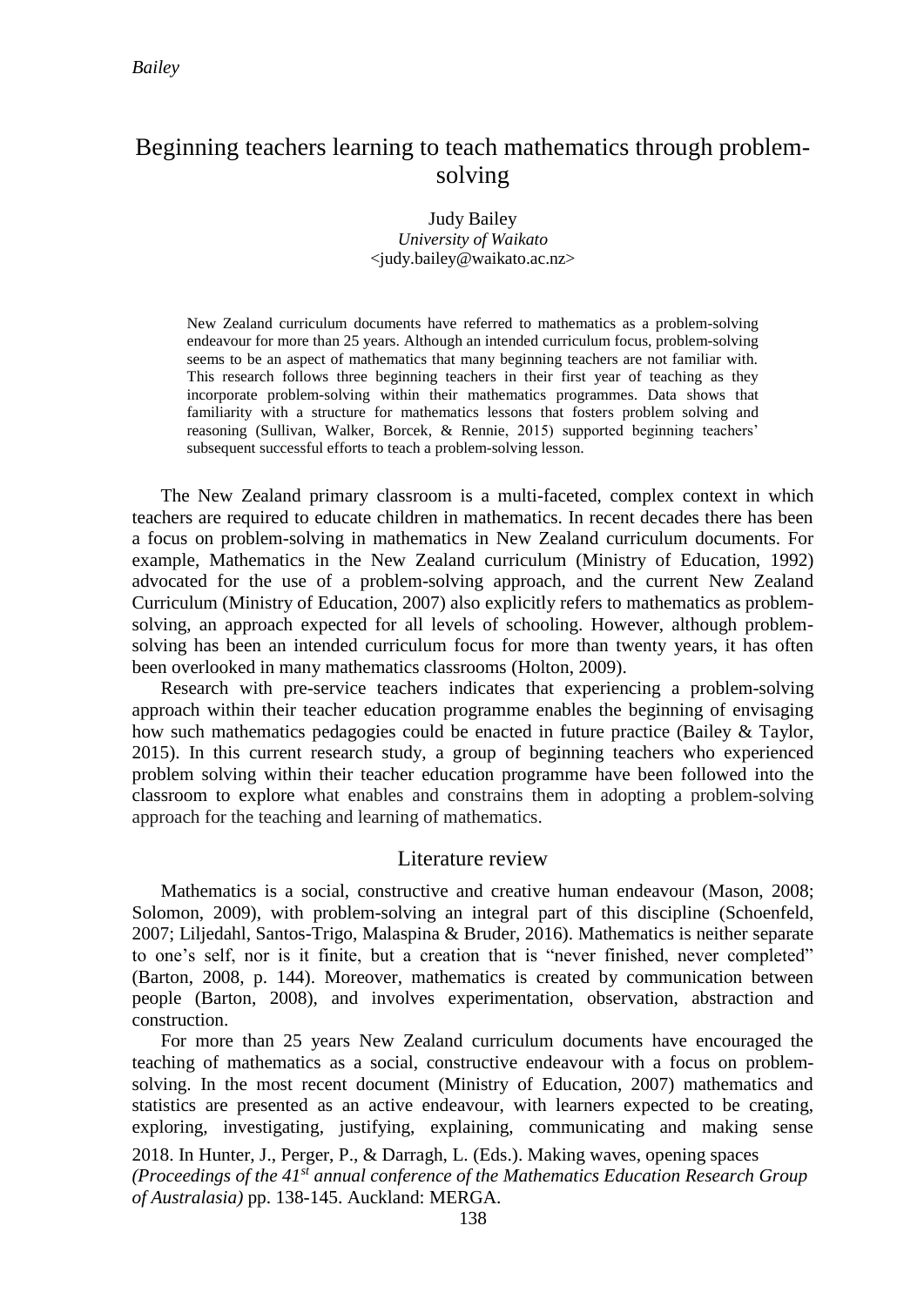# Beginning teachers learning to teach mathematics through problem-solving

Judy Bailey  
*University of Waikato*  
<judy.bailey@waikato.ac.nz>

New Zealand curriculum documents have referred to mathematics as a problem-solving endeavour for more than 25 years. Although an intended curriculum focus, problem-solving seems to be an aspect of mathematics that many beginning teachers are not familiar with. This research follows three beginning teachers in their first year of teaching as they incorporate problem-solving within their mathematics programmes. Data shows that familiarity with a structure for mathematics lessons that fosters problem solving and reasoning (Sullivan, Walker, Borcek, & Rennie, 2015) supported beginning teachers' subsequent successful efforts to teach a problem-solving lesson.

The New Zealand primary classroom is a multi-faceted, complex context in which teachers are required to educate children in mathematics. In recent decades there has been a focus on problem-solving in mathematics in New Zealand curriculum documents. For example, Mathematics in the New Zealand curriculum (Ministry of Education, 1992) advocated for the use of a problem-solving approach, and the current New Zealand Curriculum (Ministry of Education, 2007) also explicitly refers to mathematics as problem-solving, an approach expected for all levels of schooling. However, although problem-solving has been an intended curriculum focus for more than twenty years, it has often been overlooked in many mathematics classrooms (Holton, 2009).

Research with pre-service teachers indicates that experiencing a problem-solving approach within their teacher education programme enables the beginning of envisaging how such mathematics pedagogies could be enacted in future practice (Bailey & Taylor, 2015). In this current research study, a group of beginning teachers who experienced problem solving within their teacher education programme have been followed into the classroom to explore what enables and constrains them in adopting a problem-solving approach for the teaching and learning of mathematics.

## Literature review

Mathematics is a social, constructive and creative human endeavour (Mason, 2008; Solomon, 2009), with problem-solving an integral part of this discipline (Schoenfeld, 2007; Liljedahl, Santos-Trigo, Malaspina & Bruder, 2016). Mathematics is neither separate to one's self, nor is it finite, but a creation that is "never finished, never completed" (Barton, 2008, p. 144). Moreover, mathematics is created by communication between people (Barton, 2008), and involves experimentation, observation, abstraction and construction.

For more than 25 years New Zealand curriculum documents have encouraged the teaching of mathematics as a social, constructive endeavour with a focus on problem-solving. In the most recent document (Ministry of Education, 2007) mathematics and statistics are presented as an active endeavour, with learners expected to be creating, exploring, investigating, justifying, explaining, communicating and making sense

2018. In Hunter, J., Perger, P., & Darragh, L. (Eds.). Making waves, opening spaces *(Proceedings of the 41st annual conference of the Mathematics Education Research Group of Australasia)* pp. 138-145. Auckland: MERGA.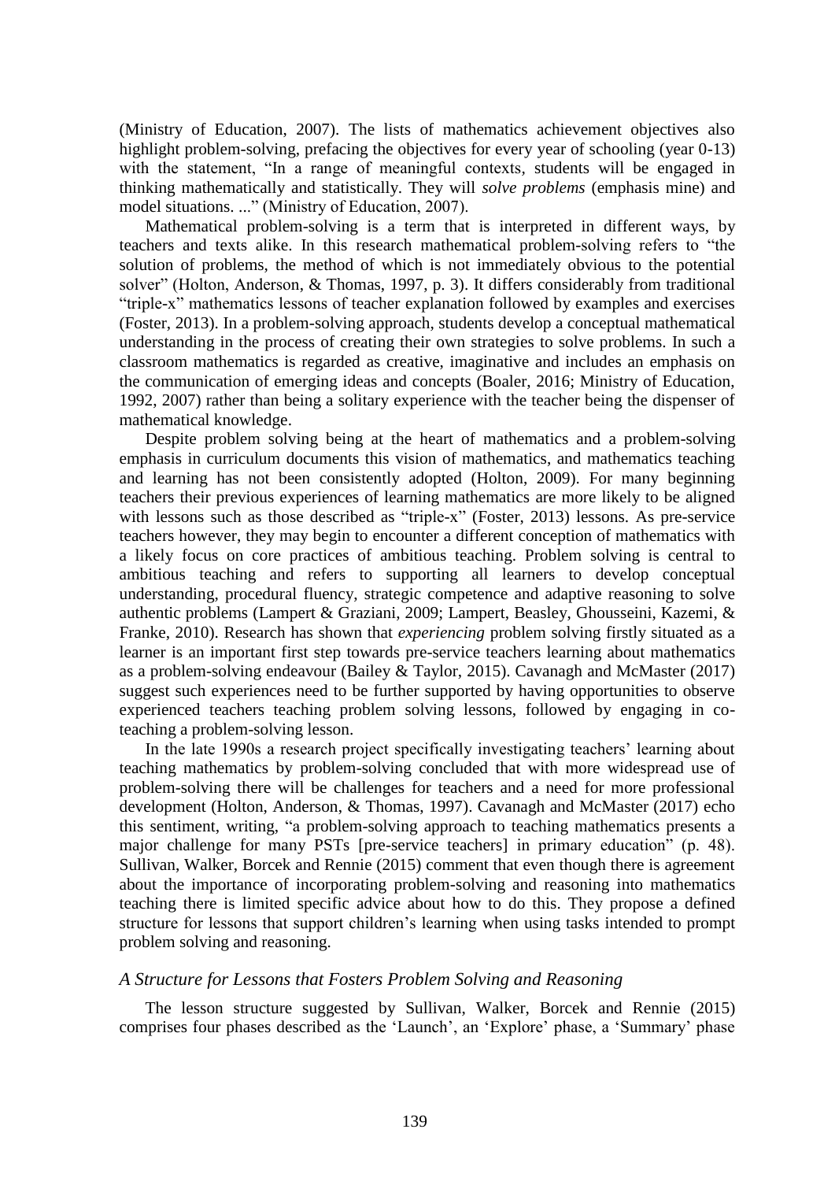(Ministry of Education, 2007). The lists of mathematics achievement objectives also highlight problem-solving, prefacing the objectives for every year of schooling (year 0-13) with the statement, "In a range of meaningful contexts, students will be engaged in thinking mathematically and statistically. They will *solve problems* (emphasis mine) and model situations. ..." (Ministry of Education, 2007).

Mathematical problem-solving is a term that is interpreted in different ways, by teachers and texts alike. In this research mathematical problem-solving refers to "the solution of problems, the method of which is not immediately obvious to the potential solver" (Holton, Anderson, & Thomas, 1997, p. 3). It differs considerably from traditional "triple-x" mathematics lessons of teacher explanation followed by examples and exercises (Foster, 2013). In a problem-solving approach, students develop a conceptual mathematical understanding in the process of creating their own strategies to solve problems. In such a classroom mathematics is regarded as creative, imaginative and includes an emphasis on the communication of emerging ideas and concepts (Boaler, 2016; Ministry of Education, 1992, 2007) rather than being a solitary experience with the teacher being the dispenser of mathematical knowledge.

Despite problem solving being at the heart of mathematics and a problem-solving emphasis in curriculum documents this vision of mathematics, and mathematics teaching and learning has not been consistently adopted (Holton, 2009). For many beginning teachers their previous experiences of learning mathematics are more likely to be aligned with lessons such as those described as "triple-x" (Foster, 2013) lessons. As pre-service teachers however, they may begin to encounter a different conception of mathematics with a likely focus on core practices of ambitious teaching. Problem solving is central to ambitious teaching and refers to supporting all learners to develop conceptual understanding, procedural fluency, strategic competence and adaptive reasoning to solve authentic problems (Lampert & Graziani, 2009; Lampert, Beasley, Ghousseini, Kazemi, & Franke, 2010). Research has shown that *experiencing* problem solving firstly situated as a learner is an important first step towards pre-service teachers learning about mathematics as a problem-solving endeavour (Bailey & Taylor, 2015). Cavanagh and McMaster (2017) suggest such experiences need to be further supported by having opportunities to observe experienced teachers teaching problem solving lessons, followed by engaging in co-teaching a problem-solving lesson.

In the late 1990s a research project specifically investigating teachers' learning about teaching mathematics by problem-solving concluded that with more widespread use of problem-solving there will be challenges for teachers and a need for more professional development (Holton, Anderson, & Thomas, 1997). Cavanagh and McMaster (2017) echo this sentiment, writing, "a problem-solving approach to teaching mathematics presents a major challenge for many PSTs [pre-service teachers] in primary education" (p. 48). Sullivan, Walker, Borcek and Rennie (2015) comment that even though there is agreement about the importance of incorporating problem-solving and reasoning into mathematics teaching there is limited specific advice about how to do this. They propose a defined structure for lessons that support children's learning when using tasks intended to prompt problem solving and reasoning.

### *A Structure for Lessons that Fosters Problem Solving and Reasoning*

The lesson structure suggested by Sullivan, Walker, Borcek and Rennie (2015) comprises four phases described as the 'Launch', an 'Explore' phase, a 'Summary' phase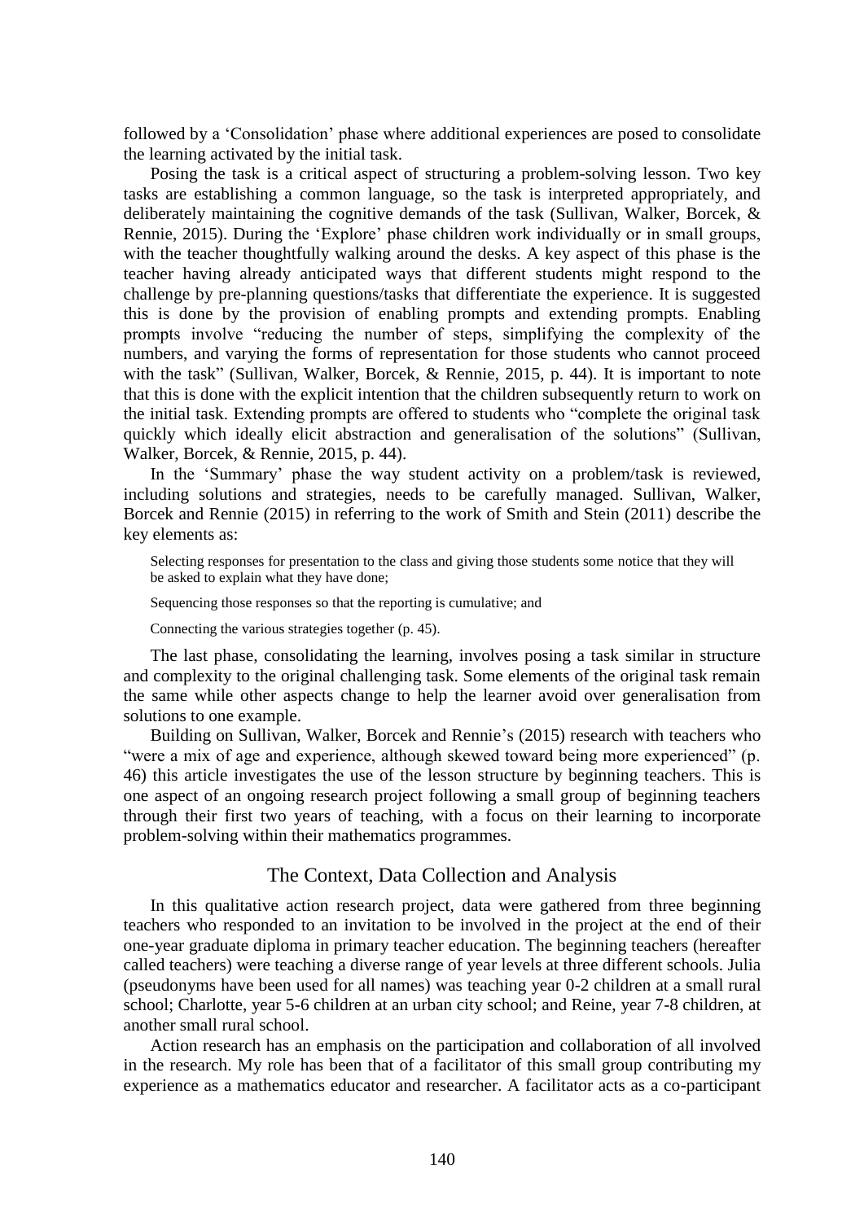followed by a 'Consolidation' phase where additional experiences are posed to consolidate the learning activated by the initial task.

Posing the task is a critical aspect of structuring a problem-solving lesson. Two key tasks are establishing a common language, so the task is interpreted appropriately, and deliberately maintaining the cognitive demands of the task (Sullivan, Walker, Borcek, & Rennie, 2015). During the 'Explore' phase children work individually or in small groups, with the teacher thoughtfully walking around the desks. A key aspect of this phase is the teacher having already anticipated ways that different students might respond to the challenge by pre-planning questions/tasks that differentiate the experience. It is suggested this is done by the provision of enabling prompts and extending prompts. Enabling prompts involve "reducing the number of steps, simplifying the complexity of the numbers, and varying the forms of representation for those students who cannot proceed with the task" (Sullivan, Walker, Borcek, & Rennie, 2015, p. 44). It is important to note that this is done with the explicit intention that the children subsequently return to work on the initial task. Extending prompts are offered to students who "complete the original task quickly which ideally elicit abstraction and generalisation of the solutions" (Sullivan, Walker, Borcek, & Rennie, 2015, p. 44).

In the 'Summary' phase the way student activity on a problem/task is reviewed, including solutions and strategies, needs to be carefully managed. Sullivan, Walker, Borcek and Rennie (2015) in referring to the work of Smith and Stein (2011) describe the key elements as:

> Selecting responses for presentation to the class and giving those students some notice that they will be asked to explain what they have done;
>
> Sequencing those responses so that the reporting is cumulative; and
>
> Connecting the various strategies together (p. 45).

The last phase, consolidating the learning, involves posing a task similar in structure and complexity to the original challenging task. Some elements of the original task remain the same while other aspects change to help the learner avoid over generalisation from solutions to one example.

Building on Sullivan, Walker, Borcek and Rennie's (2015) research with teachers who "were a mix of age and experience, although skewed toward being more experienced" (p. 46) this article investigates the use of the lesson structure by beginning teachers. This is one aspect of an ongoing research project following a small group of beginning teachers through their first two years of teaching, with a focus on their learning to incorporate problem-solving within their mathematics programmes.

## The Context, Data Collection and Analysis

In this qualitative action research project, data were gathered from three beginning teachers who responded to an invitation to be involved in the project at the end of their one-year graduate diploma in primary teacher education. The beginning teachers (hereafter called teachers) were teaching a diverse range of year levels at three different schools. Julia (pseudonyms have been used for all names) was teaching year 0-2 children at a small rural school; Charlotte, year 5-6 children at an urban city school; and Reine, year 7-8 children, at another small rural school.

Action research has an emphasis on the participation and collaboration of all involved in the research. My role has been that of a facilitator of this small group contributing my experience as a mathematics educator and researcher. A facilitator acts as a co-participant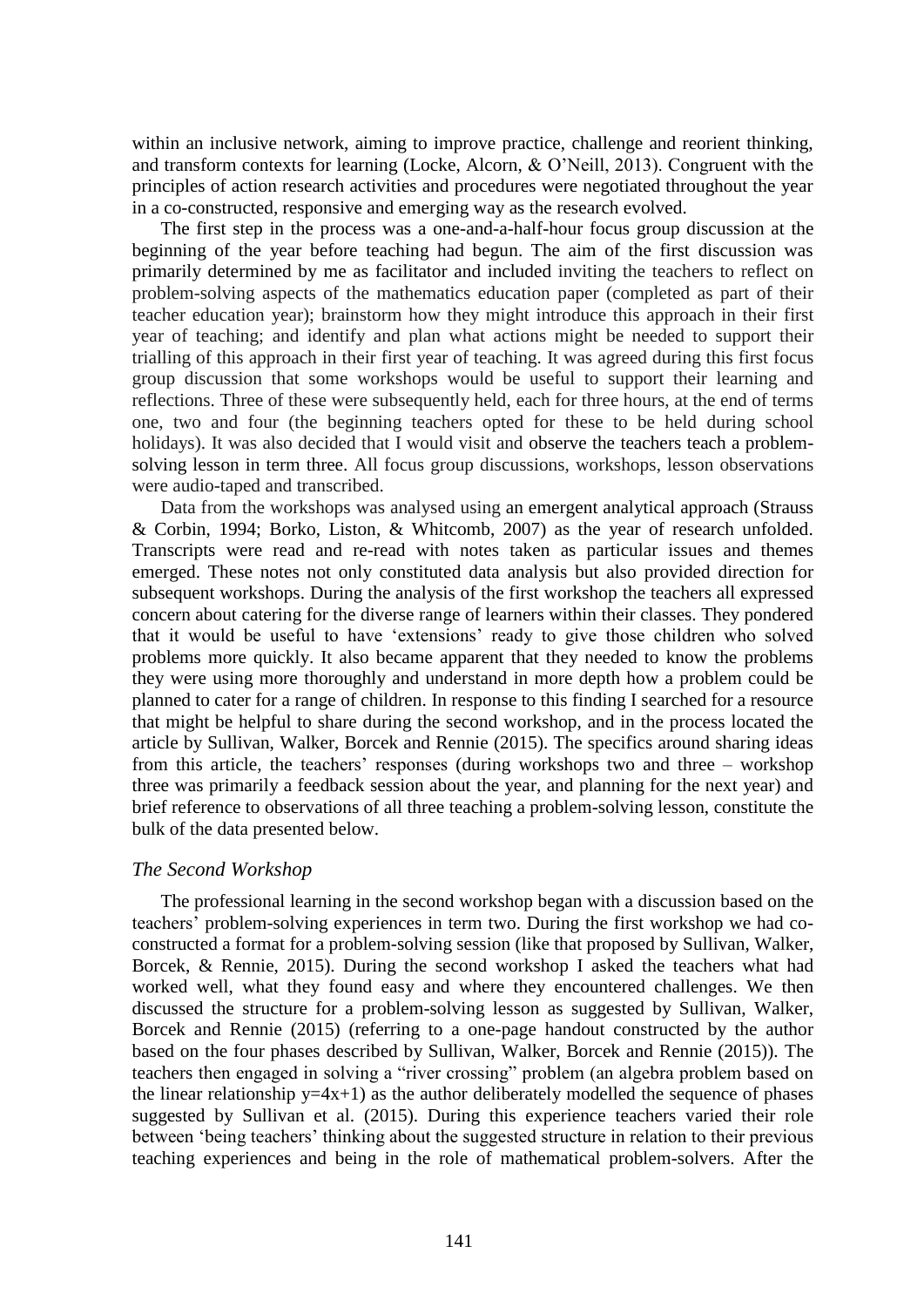within an inclusive network, aiming to improve practice, challenge and reorient thinking, and transform contexts for learning (Locke, Alcorn, & O'Neill, 2013). Congruent with the principles of action research activities and procedures were negotiated throughout the year in a co-constructed, responsive and emerging way as the research evolved.

The first step in the process was a one-and-a-half-hour focus group discussion at the beginning of the year before teaching had begun. The aim of the first discussion was primarily determined by me as facilitator and included inviting the teachers to reflect on problem-solving aspects of the mathematics education paper (completed as part of their teacher education year); brainstorm how they might introduce this approach in their first year of teaching; and identify and plan what actions might be needed to support their trialling of this approach in their first year of teaching. It was agreed during this first focus group discussion that some workshops would be useful to support their learning and reflections. Three of these were subsequently held, each for three hours, at the end of terms one, two and four (the beginning teachers opted for these to be held during school holidays). It was also decided that I would visit and observe the teachers teach a problem-solving lesson in term three. All focus group discussions, workshops, lesson observations were audio-taped and transcribed.

Data from the workshops was analysed using an emergent analytical approach (Strauss & Corbin, 1994; Borko, Liston, & Whitcomb, 2007) as the year of research unfolded. Transcripts were read and re-read with notes taken as particular issues and themes emerged. These notes not only constituted data analysis but also provided direction for subsequent workshops. During the analysis of the first workshop the teachers all expressed concern about catering for the diverse range of learners within their classes. They pondered that it would be useful to have 'extensions' ready to give those children who solved problems more quickly. It also became apparent that they needed to know the problems they were using more thoroughly and understand in more depth how a problem could be planned to cater for a range of children. In response to this finding I searched for a resource that might be helpful to share during the second workshop, and in the process located the article by Sullivan, Walker, Borcek and Rennie (2015). The specifics around sharing ideas from this article, the teachers' responses (during workshops two and three – workshop three was primarily a feedback session about the year, and planning for the next year) and brief reference to observations of all three teaching a problem-solving lesson, constitute the bulk of the data presented below.

### *The Second Workshop*

The professional learning in the second workshop began with a discussion based on the teachers' problem-solving experiences in term two. During the first workshop we had co-constructed a format for a problem-solving session (like that proposed by Sullivan, Walker, Borcek, & Rennie, 2015). During the second workshop I asked the teachers what had worked well, what they found easy and where they encountered challenges. We then discussed the structure for a problem-solving lesson as suggested by Sullivan, Walker, Borcek and Rennie (2015) (referring to a one-page handout constructed by the author based on the four phases described by Sullivan, Walker, Borcek and Rennie (2015)). The teachers then engaged in solving a "river crossing" problem (an algebra problem based on the linear relationship $y=4x+1$) as the author deliberately modelled the sequence of phases suggested by Sullivan et al. (2015). During this experience teachers varied their role between 'being teachers' thinking about the suggested structure in relation to their previous teaching experiences and being in the role of mathematical problem-solvers. After the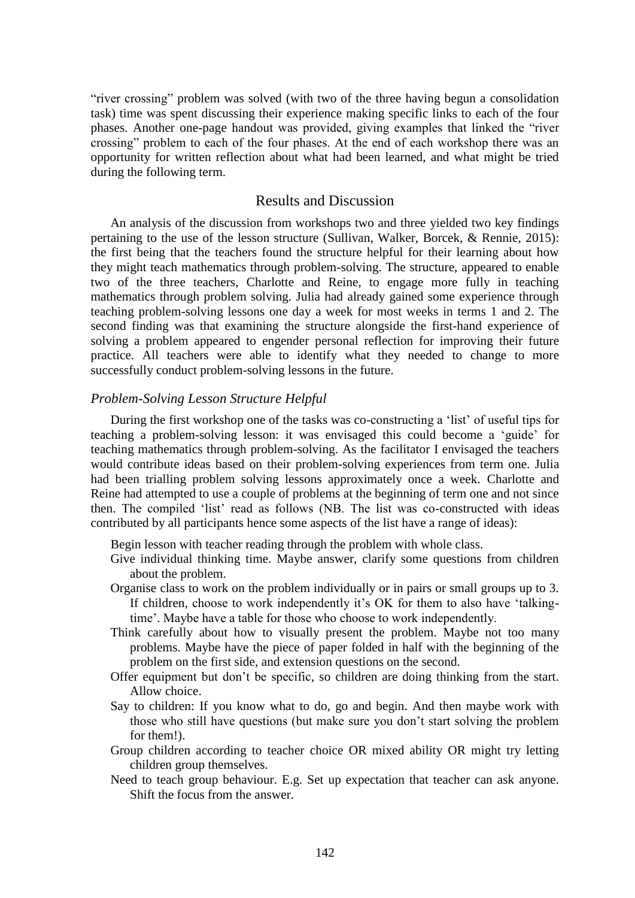"river crossing" problem was solved (with two of the three having begun a consolidation task) time was spent discussing their experience making specific links to each of the four phases. Another one-page handout was provided, giving examples that linked the "river crossing" problem to each of the four phases. At the end of each workshop there was an opportunity for written reflection about what had been learned, and what might be tried during the following term.

## Results and Discussion

An analysis of the discussion from workshops two and three yielded two key findings pertaining to the use of the lesson structure (Sullivan, Walker, Borcek, & Rennie, 2015): the first being that the teachers found the structure helpful for their learning about how they might teach mathematics through problem-solving. The structure, appeared to enable two of the three teachers, Charlotte and Reine, to engage more fully in teaching mathematics through problem solving. Julia had already gained some experience through teaching problem-solving lessons one day a week for most weeks in terms 1 and 2. The second finding was that examining the structure alongside the first-hand experience of solving a problem appeared to engender personal reflection for improving their future practice. All teachers were able to identify what they needed to change to more successfully conduct problem-solving lessons in the future.

### *Problem-Solving Lesson Structure Helpful*

During the first workshop one of the tasks was co-constructing a 'list' of useful tips for teaching a problem-solving lesson: it was envisaged this could become a 'guide' for teaching mathematics through problem-solving. As the facilitator I envisaged the teachers would contribute ideas based on their problem-solving experiences from term one. Julia had been trialling problem solving lessons approximately once a week. Charlotte and Reine had attempted to use a couple of problems at the beginning of term one and not since then. The compiled 'list' read as follows (NB. The list was co-constructed with ideas contributed by all participants hence some aspects of the list have a range of ideas):

Begin lesson with teacher reading through the problem with whole class.

Give individual thinking time. Maybe answer, clarify some questions from children about the problem.

Organise class to work on the problem individually or in pairs or small groups up to 3. If children, choose to work independently it's OK for them to also have 'talking-time'. Maybe have a table for those who choose to work independently.

Think carefully about how to visually present the problem. Maybe not too many problems. Maybe have the piece of paper folded in half with the beginning of the problem on the first side, and extension questions on the second.

Offer equipment but don't be specific, so children are doing thinking from the start. Allow choice.

Say to children: If you know what to do, go and begin. And then maybe work with those who still have questions (but make sure you don't start solving the problem for them!).

Group children according to teacher choice OR mixed ability OR might try letting children group themselves.

Need to teach group behaviour. E.g. Set up expectation that teacher can ask anyone. Shift the focus from the answer.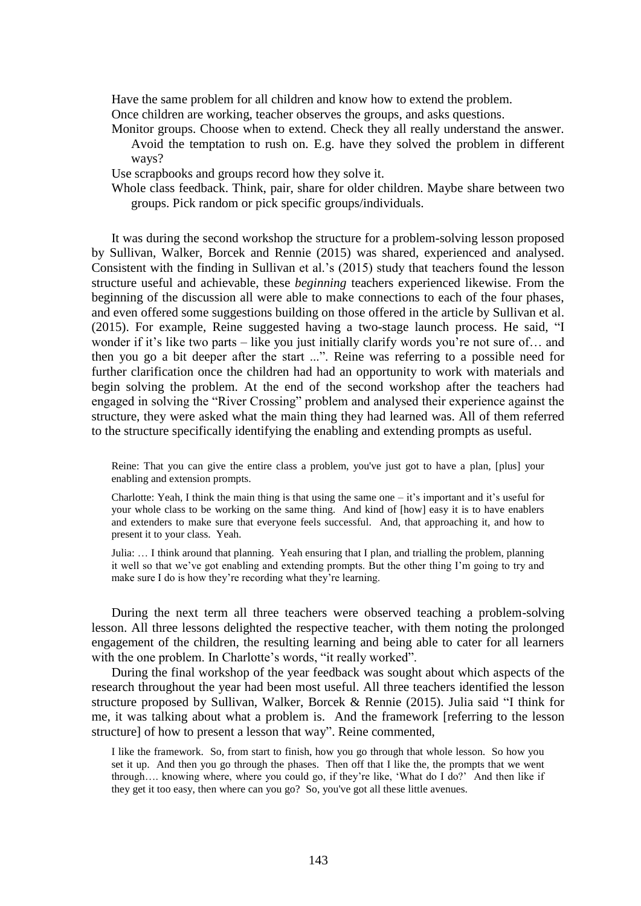Have the same problem for all children and know how to extend the problem.

Once children are working, teacher observes the groups, and asks questions.

Monitor groups. Choose when to extend. Check they all really understand the answer. Avoid the temptation to rush on. E.g. have they solved the problem in different ways?

Use scrapbooks and groups record how they solve it.

Whole class feedback. Think, pair, share for older children. Maybe share between two groups. Pick random or pick specific groups/individuals.

It was during the second workshop the structure for a problem-solving lesson proposed by Sullivan, Walker, Borcek and Rennie (2015) was shared, experienced and analysed. Consistent with the finding in Sullivan et al.'s (2015) study that teachers found the lesson structure useful and achievable, these *beginning* teachers experienced likewise. From the beginning of the discussion all were able to make connections to each of the four phases, and even offered some suggestions building on those offered in the article by Sullivan et al. (2015). For example, Reine suggested having a two-stage launch process. He said, "I wonder if it's like two parts – like you just initially clarify words you're not sure of… and then you go a bit deeper after the start ...". Reine was referring to a possible need for further clarification once the children had had an opportunity to work with materials and begin solving the problem. At the end of the second workshop after the teachers had engaged in solving the "River Crossing" problem and analysed their experience against the structure, they were asked what the main thing they had learned was. All of them referred to the structure specifically identifying the enabling and extending prompts as useful.

> Reine: That you can give the entire class a problem, you've just got to have a plan, [plus] your enabling and extension prompts.
>
> Charlotte: Yeah, I think the main thing is that using the same one – it's important and it's useful for your whole class to be working on the same thing. And kind of [how] easy it is to have enablers and extenders to make sure that everyone feels successful. And, that approaching it, and how to present it to your class. Yeah.
>
> Julia: … I think around that planning. Yeah ensuring that I plan, and trialling the problem, planning it well so that we've got enabling and extending prompts. But the other thing I'm going to try and make sure I do is how they're recording what they're learning.

During the next term all three teachers were observed teaching a problem-solving lesson. All three lessons delighted the respective teacher, with them noting the prolonged engagement of the children, the resulting learning and being able to cater for all learners with the one problem. In Charlotte's words, "it really worked".

During the final workshop of the year feedback was sought about which aspects of the research throughout the year had been most useful. All three teachers identified the lesson structure proposed by Sullivan, Walker, Borcek & Rennie (2015). Julia said "I think for me, it was talking about what a problem is. And the framework [referring to the lesson structure] of how to present a lesson that way". Reine commented,

> I like the framework. So, from start to finish, how you go through that whole lesson. So how you set it up. And then you go through the phases. Then off that I like the, the prompts that we went through…. knowing where, where you could go, if they're like, 'What do I do?' And then like if they get it too easy, then where can you go? So, you've got all these little avenues.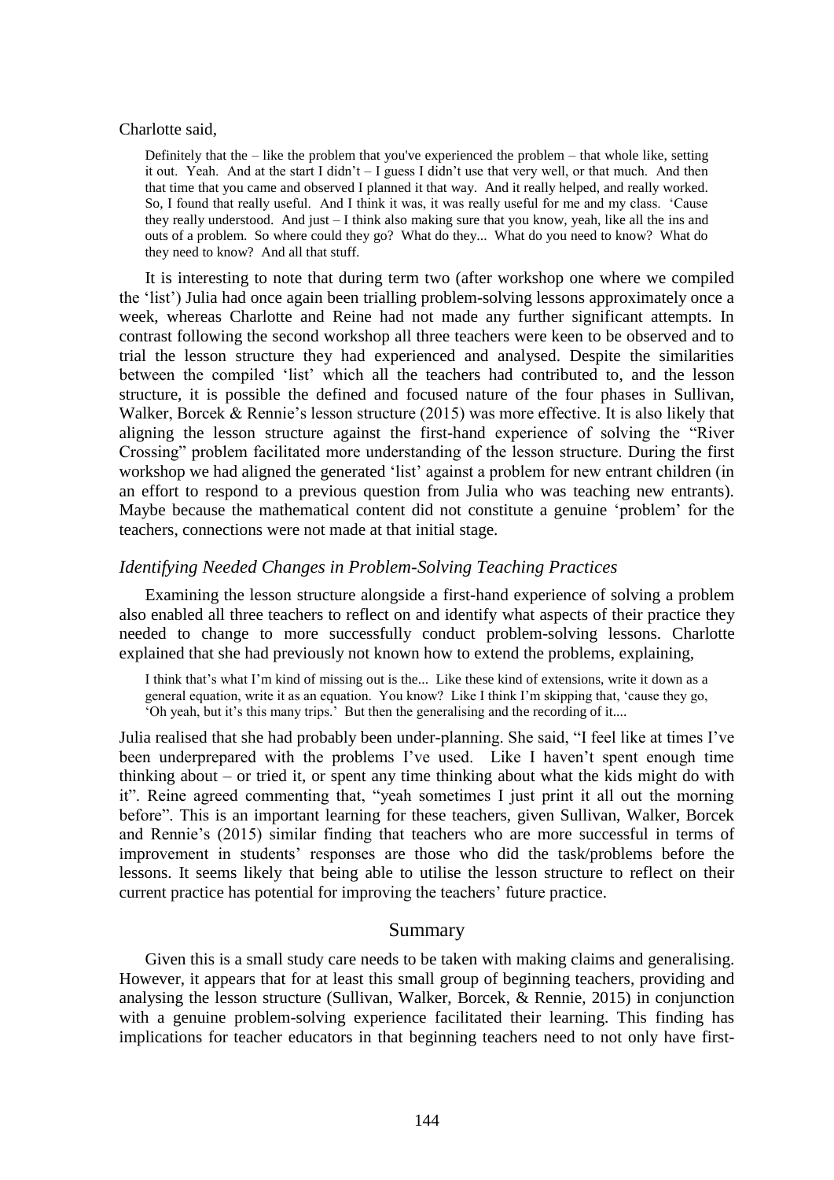Charlotte said,

> Definitely that the – like the problem that you've experienced the problem – that whole like, setting it out. Yeah. And at the start I didn't – I guess I didn't use that very well, or that much. And then that time that you came and observed I planned it that way. And it really helped, and really worked. So, I found that really useful. And I think it was, it was really useful for me and my class. 'Cause they really understood. And just – I think also making sure that you know, yeah, like all the ins and outs of a problem. So where could they go? What do they... What do you need to know? What do they need to know? And all that stuff.

It is interesting to note that during term two (after workshop one where we compiled the 'list') Julia had once again been trialling problem-solving lessons approximately once a week, whereas Charlotte and Reine had not made any further significant attempts. In contrast following the second workshop all three teachers were keen to be observed and to trial the lesson structure they had experienced and analysed. Despite the similarities between the compiled 'list' which all the teachers had contributed to, and the lesson structure, it is possible the defined and focused nature of the four phases in Sullivan, Walker, Borcek & Rennie's lesson structure (2015) was more effective. It is also likely that aligning the lesson structure against the first-hand experience of solving the "River Crossing" problem facilitated more understanding of the lesson structure. During the first workshop we had aligned the generated 'list' against a problem for new entrant children (in an effort to respond to a previous question from Julia who was teaching new entrants). Maybe because the mathematical content did not constitute a genuine 'problem' for the teachers, connections were not made at that initial stage.

### *Identifying Needed Changes in Problem-Solving Teaching Practices*

Examining the lesson structure alongside a first-hand experience of solving a problem also enabled all three teachers to reflect on and identify what aspects of their practice they needed to change to more successfully conduct problem-solving lessons. Charlotte explained that she had previously not known how to extend the problems, explaining,

> I think that's what I'm kind of missing out is the... Like these kind of extensions, write it down as a general equation, write it as an equation. You know? Like I think I'm skipping that, 'cause they go, 'Oh yeah, but it's this many trips.' But then the generalising and the recording of it....

Julia realised that she had probably been under-planning. She said, "I feel like at times I've been underprepared with the problems I've used. Like I haven't spent enough time thinking about – or tried it, or spent any time thinking about what the kids might do with it". Reine agreed commenting that, "yeah sometimes I just print it all out the morning before". This is an important learning for these teachers, given Sullivan, Walker, Borcek and Rennie's (2015) similar finding that teachers who are more successful in terms of improvement in students' responses are those who did the task/problems before the lessons. It seems likely that being able to utilise the lesson structure to reflect on their current practice has potential for improving the teachers' future practice.

## Summary

Given this is a small study care needs to be taken with making claims and generalising. However, it appears that for at least this small group of beginning teachers, providing and analysing the lesson structure (Sullivan, Walker, Borcek, & Rennie, 2015) in conjunction with a genuine problem-solving experience facilitated their learning. This finding has implications for teacher educators in that beginning teachers need to not only have first-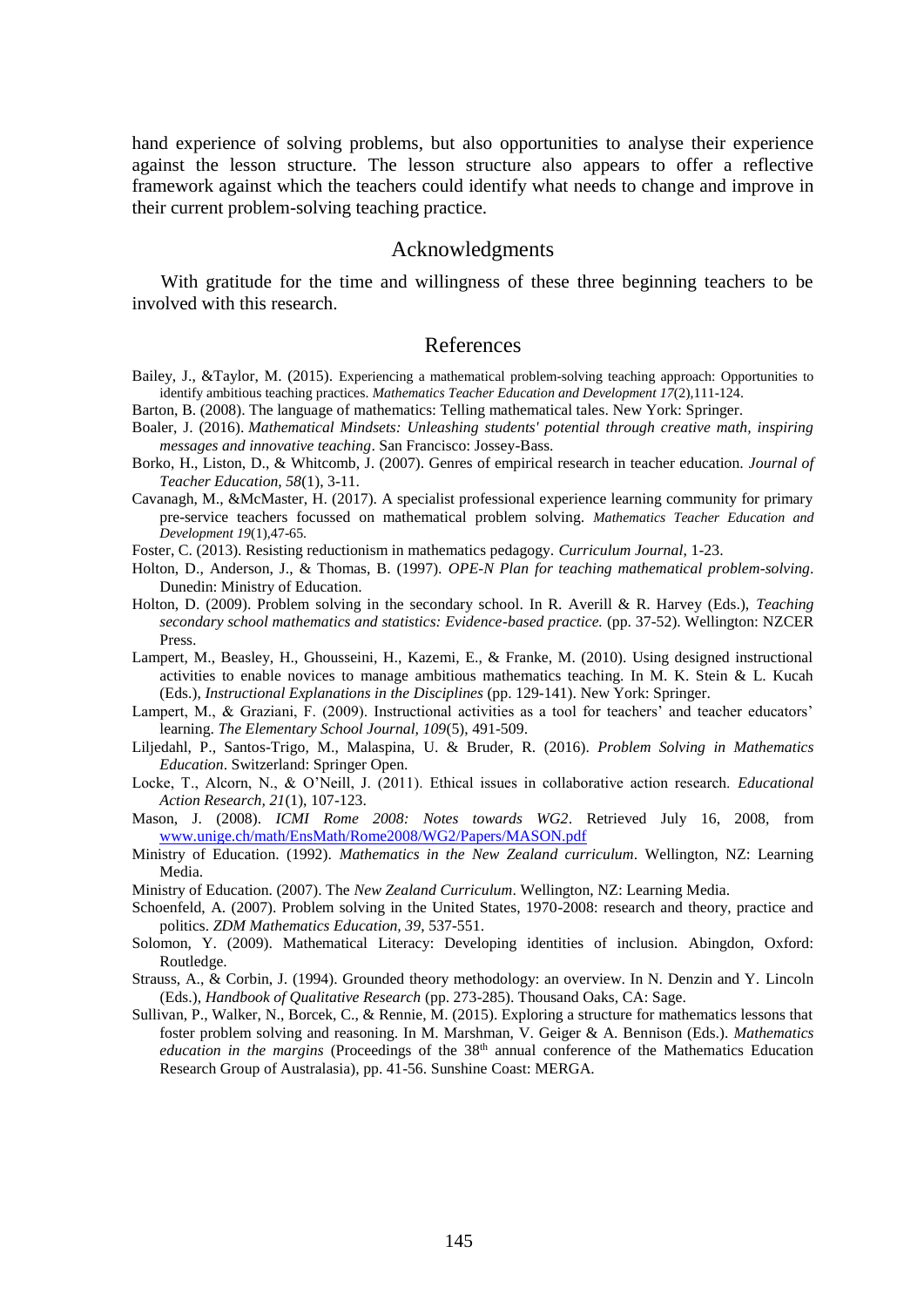hand experience of solving problems, but also opportunities to analyse their experience against the lesson structure. The lesson structure also appears to offer a reflective framework against which the teachers could identify what needs to change and improve in their current problem-solving teaching practice.

## Acknowledgments

With gratitude for the time and willingness of these three beginning teachers to be involved with this research.

## References

Bailey, J., &Taylor, M. (2015). Experiencing a mathematical problem-solving teaching approach: Opportunities to identify ambitious teaching practices. *Mathematics Teacher Education and Development 17*(2),111-124.

Barton, B. (2008). The language of mathematics: Telling mathematical tales. New York: Springer.

Boaler, J. (2016). *Mathematical Mindsets: Unleashing students' potential through creative math, inspiring messages and innovative teaching*. San Francisco: Jossey-Bass.

Borko, H., Liston, D., & Whitcomb, J. (2007). Genres of empirical research in teacher education. *Journal of Teacher Education, 58*(1), 3-11.

Cavanagh, M., &McMaster, H. (2017). A specialist professional experience learning community for primary pre-service teachers focussed on mathematical problem solving. *Mathematics Teacher Education and Development 19*(1),47-65.

Foster, C. (2013). Resisting reductionism in mathematics pedagogy. *Curriculum Journal*, 1-23.

Holton, D., Anderson, J., & Thomas, B. (1997). *OPE-N Plan for teaching mathematical problem-solving*. Dunedin: Ministry of Education.

Holton, D. (2009). Problem solving in the secondary school. In R. Averill & R. Harvey (Eds.), *Teaching secondary school mathematics and statistics: Evidence-based practice.* (pp. 37-52). Wellington: NZCER Press.

Lampert, M., Beasley, H., Ghousseini, H., Kazemi, E., & Franke, M. (2010). Using designed instructional activities to enable novices to manage ambitious mathematics teaching. In M. K. Stein & L. Kucah (Eds.), *Instructional Explanations in the Disciplines* (pp. 129-141). New York: Springer.

Lampert, M., & Graziani, F. (2009). Instructional activities as a tool for teachers' and teacher educators' learning. *The Elementary School Journal, 109*(5), 491-509.

Liljedahl, P., Santos-Trigo, M., Malaspina, U. & Bruder, R. (2016). *Problem Solving in Mathematics Education*. Switzerland: Springer Open.

Locke, T., Alcorn, N., & O'Neill, J. (2011). Ethical issues in collaborative action research. *Educational Action Research, 21*(1), 107-123.

Mason, J. (2008). *ICMI Rome 2008: Notes towards WG2*. Retrieved July 16, 2008, from www.unige.ch/math/EnsMath/Rome2008/WG2/Papers/MASON.pdf

Ministry of Education. (1992). *Mathematics in the New Zealand curriculum*. Wellington, NZ: Learning Media.

Ministry of Education. (2007). The *New Zealand Curriculum*. Wellington, NZ: Learning Media.

Schoenfeld, A. (2007). Problem solving in the United States, 1970-2008: research and theory, practice and politics. *ZDM Mathematics Education, 39*, 537-551.

Solomon, Y. (2009). Mathematical Literacy: Developing identities of inclusion. Abingdon, Oxford: Routledge.

Strauss, A., & Corbin, J. (1994). Grounded theory methodology: an overview. In N. Denzin and Y. Lincoln (Eds.), *Handbook of Qualitative Research* (pp. 273-285). Thousand Oaks, CA: Sage.

Sullivan, P., Walker, N., Borcek, C., & Rennie, M. (2015). Exploring a structure for mathematics lessons that foster problem solving and reasoning. In M. Marshman, V. Geiger & A. Bennison (Eds.). *Mathematics education in the margins* (Proceedings of the 38th annual conference of the Mathematics Education Research Group of Australasia), pp. 41-56. Sunshine Coast: MERGA.